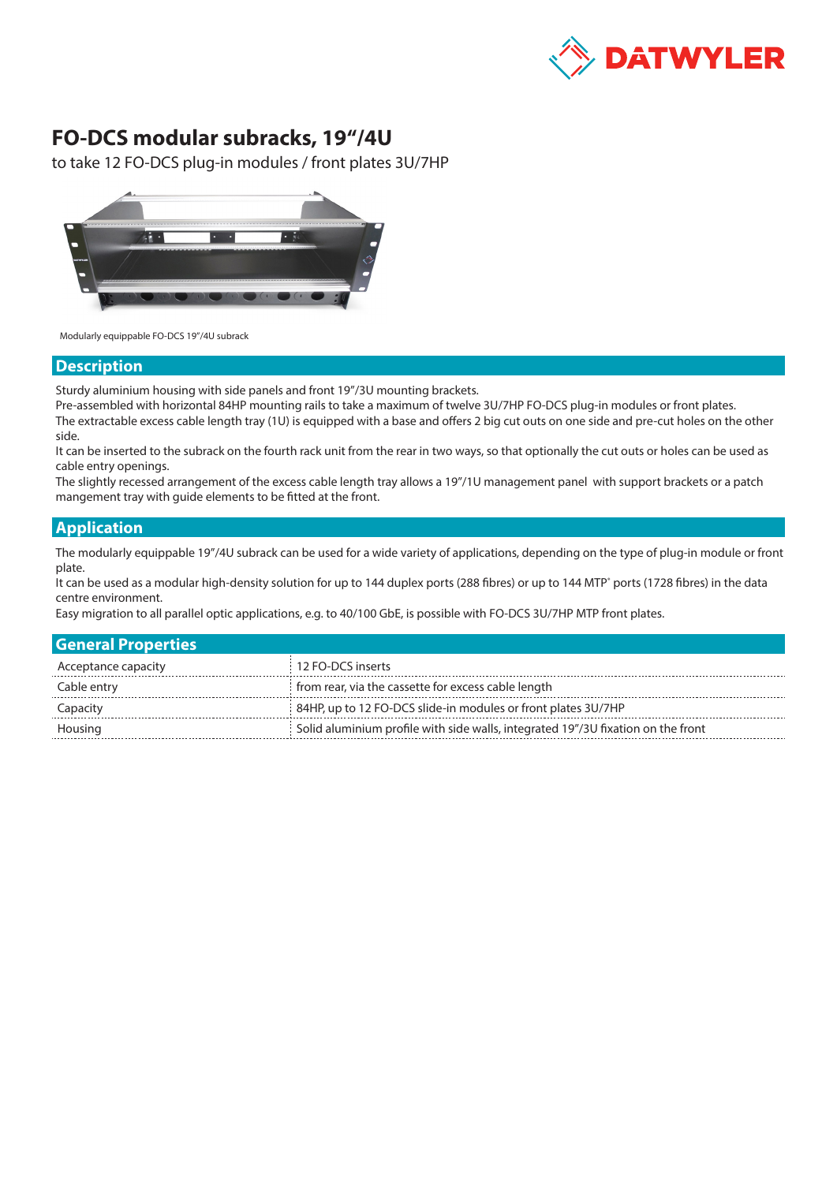# FO-DCS modular subracks, 19"/4U

to take 12 FO-DCS plug-in modules / front plates 3U/7HP

Modularly equippable FO-DCS 19"/4U subrack

## Description

Sturdy aluminium housing with side panels and front 19"/3U mounting brackets.
Pre-assembled with horizontal 84HP mounting rails to take a maximum of twelve 3U/7HP FO-DCS plug-in modules or front plates.
The extractable excess cable length tray (1U) is equipped with a base and offers 2 big cut outs on one side and pre-cut holes on the other side.
It can be inserted to the subrack on the fourth rack unit from the rear in two ways, so that optionally the cut outs or holes can be used as cable entry openings.
The slightly recessed arrangement of the excess cable length tray allows a 19"/1U management panel with support brackets or a patch mangement tray with guide elements to be fitted at the front.

## Application

The modularly equippable 19"/4U subrack can be used for a wide variety of applications, depending on the type of plug-in module or front plate.
It can be used as a modular high-density solution for up to 144 duplex ports (288 fibres) or up to 144 MTP® ports (1728 fibres) in the data centre environment.
Easy migration to all parallel optic applications, e.g. to 40/100 GbE, is possible with FO-DCS 3U/7HP MTP front plates.

## General Properties

| | |
|---|---|
| Acceptance capacity | 12 FO-DCS inserts |
| Cable entry | from rear, via the cassette for excess cable length |
| Capacity | 84HP, up to 12 FO-DCS slide-in modules or front plates 3U/7HP |
| Housing | Solid aluminium profile with side walls, integrated 19"/3U fixation on the front |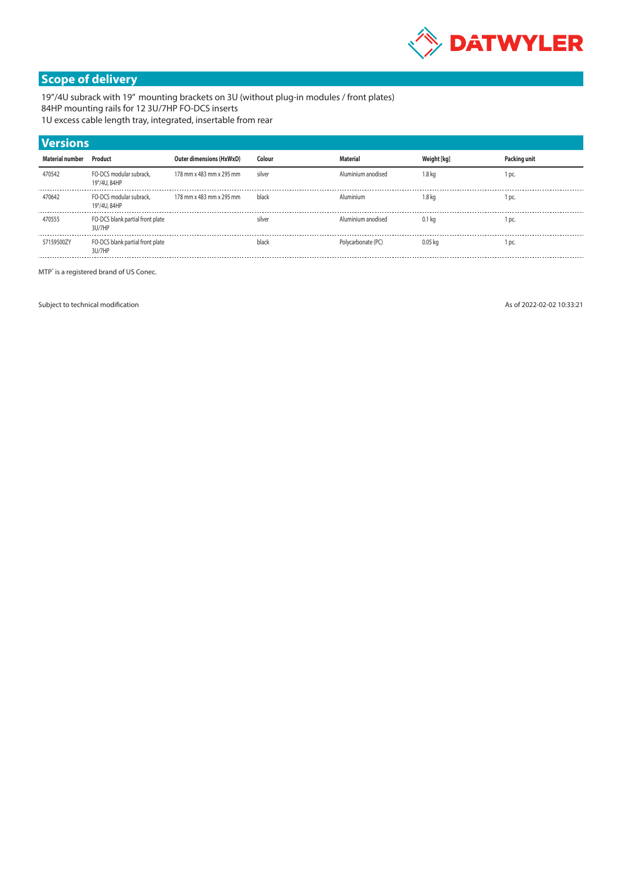## Scope of delivery

19"/4U subrack with 19" mounting brackets on 3U (without plug-in modules / front plates)
84HP mounting rails for 12 3U/7HP FO-DCS inserts
1U excess cable length tray, integrated, insertable from rear

## Versions

| Material number | Product | Outer dimensions (HxWxD) | Colour | Material | Weight [kg] | Packing unit |
|---|---|---|---|---|---|---|
| 470542 | FO-DCS modular subrack, 19"/4U, 84HP | 178 mm x 483 mm x 295 mm | silver | Aluminium anodised | 1.8 kg | 1 pc. |
| 470642 | FO-DCS modular subrack, 19"/4U, 84HP | 178 mm x 483 mm x 295 mm | black | Aluminium | 1.8 kg | 1 pc. |
| 470555 | FO-DCS blank partial front plate 3U/7HP | | silver | Aluminium anodised | 0.1 kg | 1 pc. |
| 57159500ZY | FO-DCS blank partial front plate 3U/7HP | | black | Polycarbonate (PC) | 0.05 kg | 1 pc. |

MTP® is a registered brand of US Conec.

Subject to technical modification

As of 2022-02-02 10:33:21